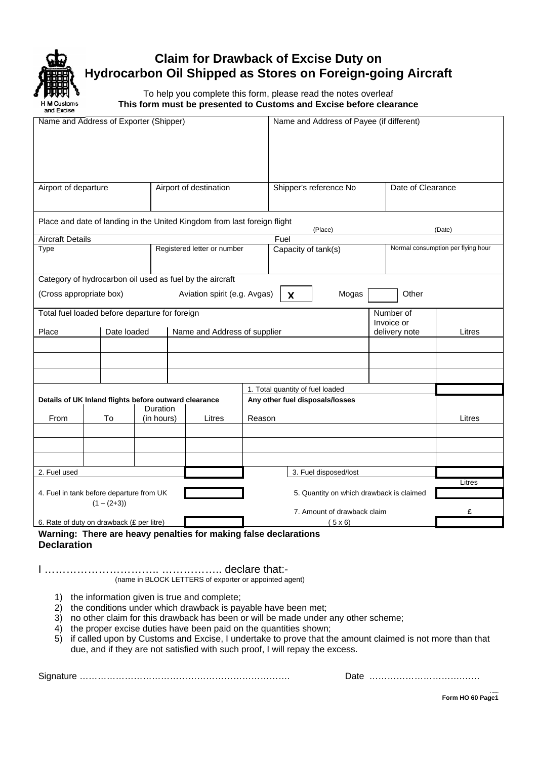H M Customs and Excise

# Claim for Drawback of Excise Duty on Hydrocarbon Oil Shipped as Stores on Foreign-going Aircraft

To help you complete this form, please read the notes overleaf

**This form must be presented to Customs and Excise before clearance**

| Name and Address of Exporter (Shipper) | | Name and Address of Payee (if different) | |
|---|---|---|---|
| | | | |
| Airport of departure | Airport of destination | Shipper's reference No | Date of Clearance |
| | | | |

Place and date of landing in the United Kingdom from last foreign flight (Place) (Date)

| Aircraft Details | | Fuel | |
|---|---|---|---|
| Type | Registered letter or number | Capacity of tank(s) | Normal consumption per flying hour |
| | | | |

Category of hydrocarbon oil used as fuel by the aircraft

(Cross appropriate box) Aviation spirit (e.g. Avgas) [ X ] Mogas [ ] Other

Total fuel loaded before departure for foreign

| Place | Date loaded | Name and Address of supplier | Number of Invoice or delivery note | Litres |
|---|---|---|---|---|
| | | | | |
| | | | | |
| | | | | |
| | | 1. Total quantity of fuel loaded | | |

| Details of UK Inland flights before outward clearance | | | | Any other fuel disposals/losses | |
|---|---|---|---|---|---|
| From | To | Duration (in hours) | Litres | Reason | Litres |
| | | | | | |
| | | | | | |
| | | | | | |
| 2. Fuel used | | | | 3. Fuel disposed/lost | |

| | | | Litres |
|---|---|---|---|
| 4. Fuel in tank before departure from UK (1 – (2+3)) | | 5. Quantity on which drawback is claimed | |
| | | 7. Amount of drawback claim ( 5 x 6) | £ |
| 6. Rate of duty on drawback (£ per litre) | | | |

**Warning: There are heavy penalties for making false declarations**

**Declaration**

I ………………………….. …………….. declare that:-

(name in BLOCK LETTERS of exporter or appointed agent)

1) the information given is true and complete;
2) the conditions under which drawback is payable have been met;
3) no other claim for this drawback has been or will be made under any other scheme;
4) the proper excise duties have been paid on the quantities shown;
5) if called upon by Customs and Excise, I undertake to prove that the amount claimed is not more than that due, and if they are not satisfied with such proof, I will repay the excess.

Signature …………………………………………………………… Date ………………………………

**Form HO 60 Page1**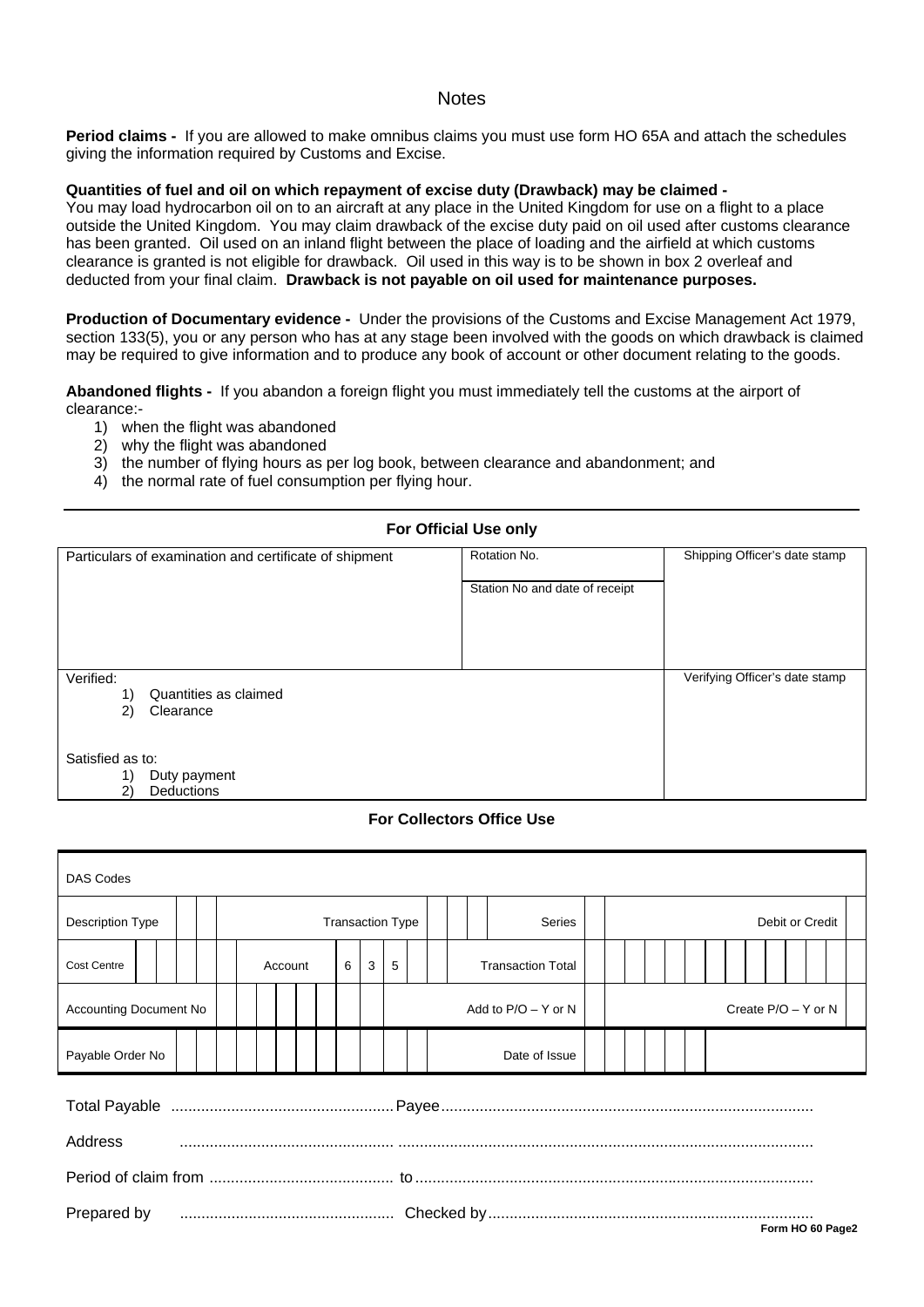# Notes

**Period claims -** If you are allowed to make omnibus claims you must use form HO 65A and attach the schedules giving the information required by Customs and Excise.

**Quantities of fuel and oil on which repayment of excise duty (Drawback) may be claimed -**
You may load hydrocarbon oil on to an aircraft at any place in the United Kingdom for use on a flight to a place outside the United Kingdom. You may claim drawback of the excise duty paid on oil used after customs clearance has been granted. Oil used on an inland flight between the place of loading and the airfield at which customs clearance is granted is not eligible for drawback. Oil used in this way is to be shown in box 2 overleaf and deducted from your final claim. **Drawback is not payable on oil used for maintenance purposes.**

**Production of Documentary evidence -** Under the provisions of the Customs and Excise Management Act 1979, section 133(5), you or any person who has at any stage been involved with the goods on which drawback is claimed may be required to give information and to produce any book of account or other document relating to the goods.

**Abandoned flights -** If you abandon a foreign flight you must immediately tell the customs at the airport of clearance:-

1) when the flight was abandoned
2) why the flight was abandoned
3) the number of flying hours as per log book, between clearance and abandonment; and
4) the normal rate of fuel consumption per flying hour.

## For Official Use only

| | | |
|---|---|---|
| Particulars of examination and certificate of shipment | Rotation No.<br>Station No and date of receipt | Shipping Officer's date stamp |
| Verified:<br>1) Quantities as claimed<br>2) Clearance<br><br>Satisfied as to:<br>1) Duty payment<br>2) Deductions | | Verifying Officer's date stamp |

## For Collectors Office Use

| | | | |
|---|---|---|---|
| DAS Codes | | | |
| Description Type | Transaction Type | Series | Debit or Credit |
| Cost Centre | Account 6 3 5 | Transaction Total | |
| Accounting Document No | | Add to P/O – Y or N | Create P/O – Y or N |
| Payable Order No | | Date of Issue | |

Total Payable .................................................... Payee ......................................................................................

Address .................................................. ................................................................................................

Period of claim from ........................................... to ............................................................................................

Prepared by .................................................. Checked by ............................................................................

Form HO 60 Page2